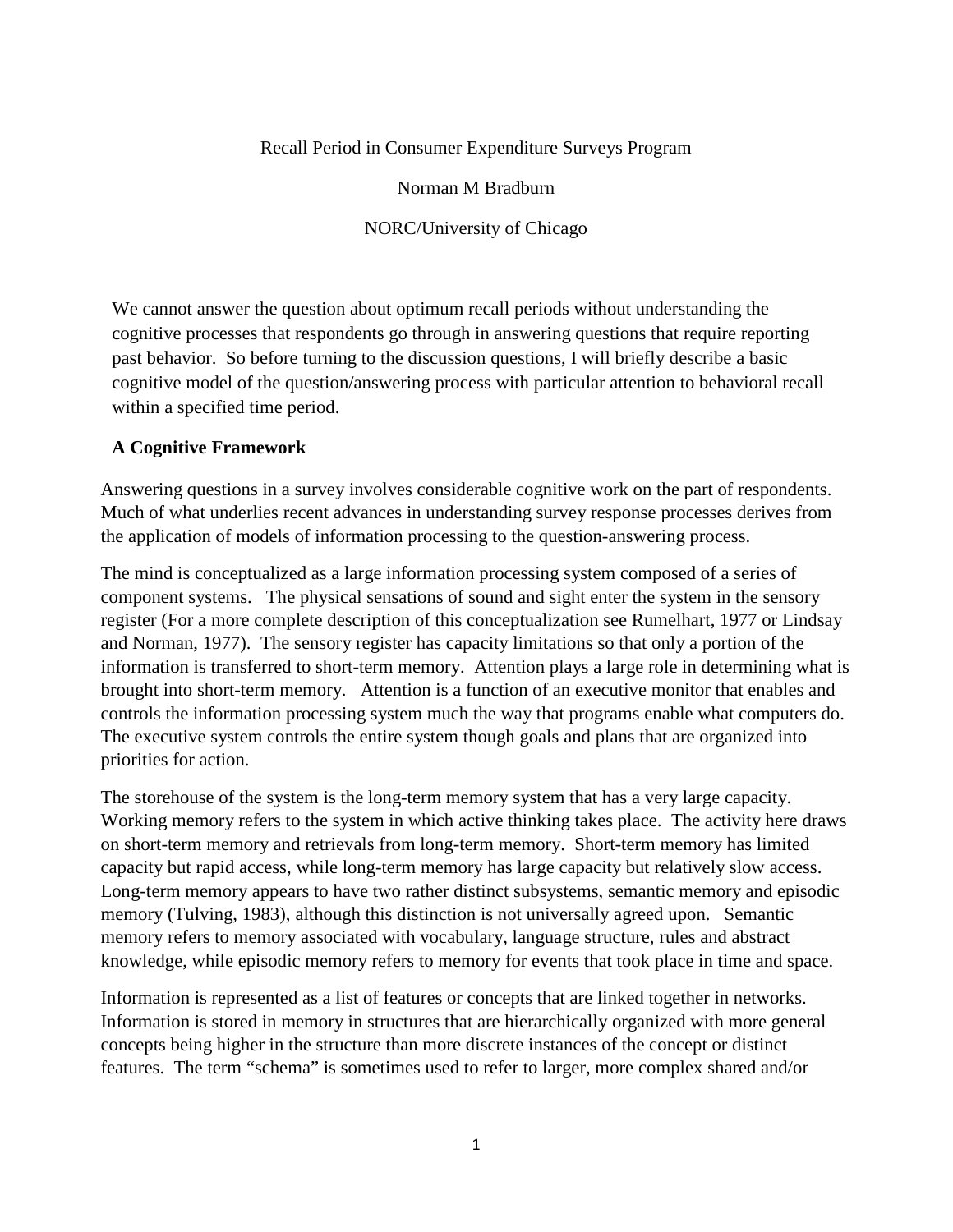# Recall Period in Consumer Expenditure Surveys Program

Norman M Bradburn

NORC/University of Chicago

We cannot answer the question about optimum recall periods without understanding the cognitive processes that respondents go through in answering questions that require reporting past behavior. So before turning to the discussion questions, I will briefly describe a basic cognitive model of the question/answering process with particular attention to behavioral recall within a specified time period.

## A Cognitive Framework

Answering questions in a survey involves considerable cognitive work on the part of respondents. Much of what underlies recent advances in understanding survey response processes derives from the application of models of information processing to the question-answering process.

The mind is conceptualized as a large information processing system composed of a series of component systems. The physical sensations of sound and sight enter the system in the sensory register (For a more complete description of this conceptualization see Rumelhart, 1977 or Lindsay and Norman, 1977). The sensory register has capacity limitations so that only a portion of the information is transferred to short-term memory. Attention plays a large role in determining what is brought into short-term memory. Attention is a function of an executive monitor that enables and controls the information processing system much the way that programs enable what computers do. The executive system controls the entire system though goals and plans that are organized into priorities for action.

The storehouse of the system is the long-term memory system that has a very large capacity. Working memory refers to the system in which active thinking takes place. The activity here draws on short-term memory and retrievals from long-term memory. Short-term memory has limited capacity but rapid access, while long-term memory has large capacity but relatively slow access. Long-term memory appears to have two rather distinct subsystems, semantic memory and episodic memory (Tulving, 1983), although this distinction is not universally agreed upon. Semantic memory refers to memory associated with vocabulary, language structure, rules and abstract knowledge, while episodic memory refers to memory for events that took place in time and space.

Information is represented as a list of features or concepts that are linked together in networks. Information is stored in memory in structures that are hierarchically organized with more general concepts being higher in the structure than more discrete instances of the concept or distinct features. The term "schema" is sometimes used to refer to larger, more complex shared and/or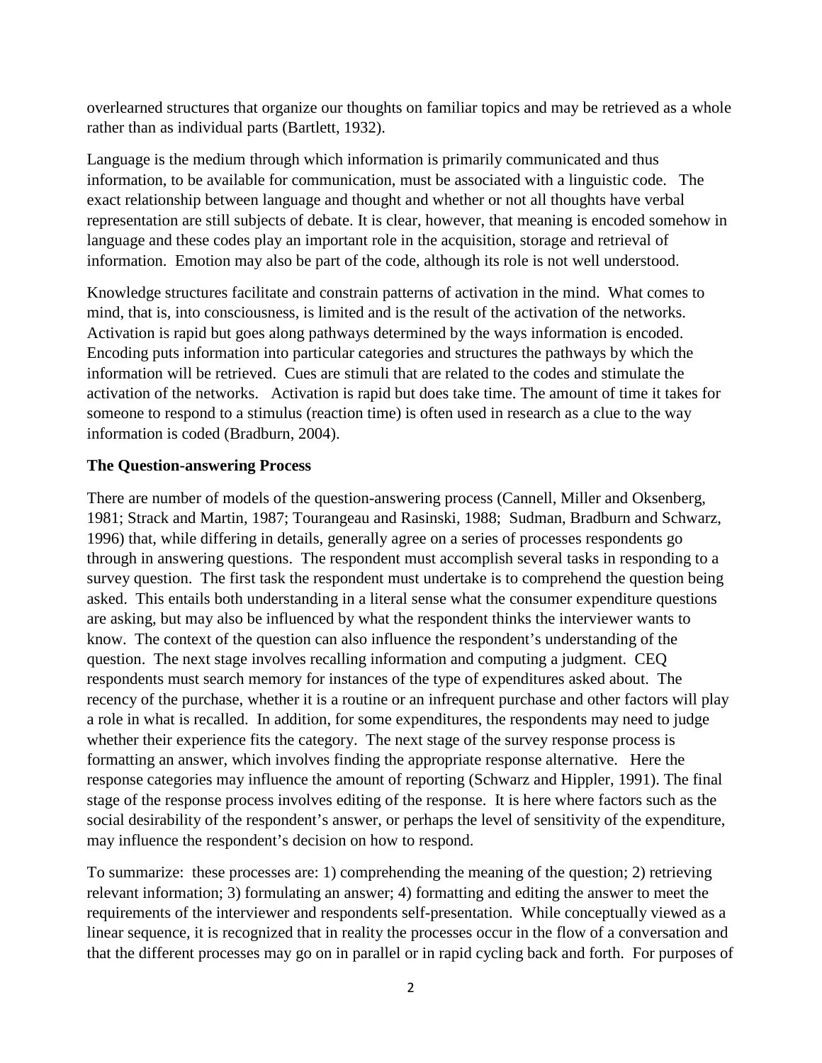overlearned structures that organize our thoughts on familiar topics and may be retrieved as a whole rather than as individual parts (Bartlett, 1932).

Language is the medium through which information is primarily communicated and thus information, to be available for communication, must be associated with a linguistic code. The exact relationship between language and thought and whether or not all thoughts have verbal representation are still subjects of debate. It is clear, however, that meaning is encoded somehow in language and these codes play an important role in the acquisition, storage and retrieval of information. Emotion may also be part of the code, although its role is not well understood.

Knowledge structures facilitate and constrain patterns of activation in the mind. What comes to mind, that is, into consciousness, is limited and is the result of the activation of the networks. Activation is rapid but goes along pathways determined by the ways information is encoded. Encoding puts information into particular categories and structures the pathways by which the information will be retrieved. Cues are stimuli that are related to the codes and stimulate the activation of the networks. Activation is rapid but does take time. The amount of time it takes for someone to respond to a stimulus (reaction time) is often used in research as a clue to the way information is coded (Bradburn, 2004).

**The Question-answering Process**

There are number of models of the question-answering process (Cannell, Miller and Oksenberg, 1981; Strack and Martin, 1987; Tourangeau and Rasinski, 1988; Sudman, Bradburn and Schwarz, 1996) that, while differing in details, generally agree on a series of processes respondents go through in answering questions. The respondent must accomplish several tasks in responding to a survey question. The first task the respondent must undertake is to comprehend the question being asked. This entails both understanding in a literal sense what the consumer expenditure questions are asking, but may also be influenced by what the respondent thinks the interviewer wants to know. The context of the question can also influence the respondent's understanding of the question. The next stage involves recalling information and computing a judgment. CEQ respondents must search memory for instances of the type of expenditures asked about. The recency of the purchase, whether it is a routine or an infrequent purchase and other factors will play a role in what is recalled. In addition, for some expenditures, the respondents may need to judge whether their experience fits the category. The next stage of the survey response process is formatting an answer, which involves finding the appropriate response alternative. Here the response categories may influence the amount of reporting (Schwarz and Hippler, 1991). The final stage of the response process involves editing of the response. It is here where factors such as the social desirability of the respondent's answer, or perhaps the level of sensitivity of the expenditure, may influence the respondent's decision on how to respond.

To summarize: these processes are: 1) comprehending the meaning of the question; 2) retrieving relevant information; 3) formulating an answer; 4) formatting and editing the answer to meet the requirements of the interviewer and respondents self-presentation. While conceptually viewed as a linear sequence, it is recognized that in reality the processes occur in the flow of a conversation and that the different processes may go on in parallel or in rapid cycling back and forth. For purposes of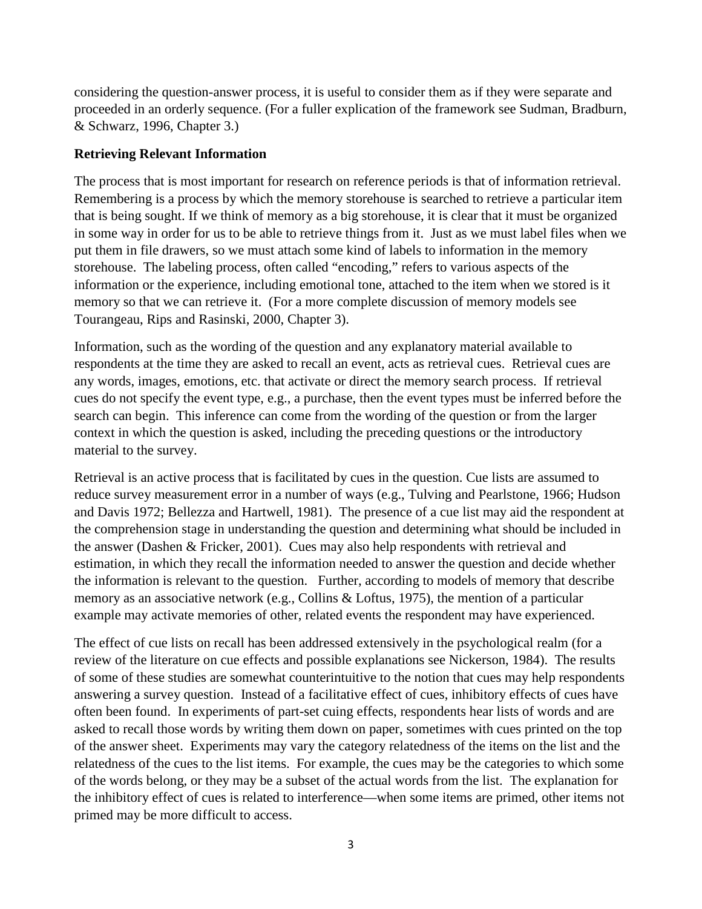considering the question-answer process, it is useful to consider them as if they were separate and proceeded in an orderly sequence. (For a fuller explication of the framework see Sudman, Bradburn, & Schwarz, 1996, Chapter 3.)

**Retrieving Relevant Information**

The process that is most important for research on reference periods is that of information retrieval. Remembering is a process by which the memory storehouse is searched to retrieve a particular item that is being sought. If we think of memory as a big storehouse, it is clear that it must be organized in some way in order for us to be able to retrieve things from it. Just as we must label files when we put them in file drawers, so we must attach some kind of labels to information in the memory storehouse. The labeling process, often called "encoding," refers to various aspects of the information or the experience, including emotional tone, attached to the item when we stored is it memory so that we can retrieve it. (For a more complete discussion of memory models see Tourangeau, Rips and Rasinski, 2000, Chapter 3).

Information, such as the wording of the question and any explanatory material available to respondents at the time they are asked to recall an event, acts as retrieval cues. Retrieval cues are any words, images, emotions, etc. that activate or direct the memory search process. If retrieval cues do not specify the event type, e.g., a purchase, then the event types must be inferred before the search can begin. This inference can come from the wording of the question or from the larger context in which the question is asked, including the preceding questions or the introductory material to the survey.

Retrieval is an active process that is facilitated by cues in the question. Cue lists are assumed to reduce survey measurement error in a number of ways (e.g., Tulving and Pearlstone, 1966; Hudson and Davis 1972; Bellezza and Hartwell, 1981). The presence of a cue list may aid the respondent at the comprehension stage in understanding the question and determining what should be included in the answer (Dashen & Fricker, 2001). Cues may also help respondents with retrieval and estimation, in which they recall the information needed to answer the question and decide whether the information is relevant to the question. Further, according to models of memory that describe memory as an associative network (e.g., Collins & Loftus, 1975), the mention of a particular example may activate memories of other, related events the respondent may have experienced.

The effect of cue lists on recall has been addressed extensively in the psychological realm (for a review of the literature on cue effects and possible explanations see Nickerson, 1984). The results of some of these studies are somewhat counterintuitive to the notion that cues may help respondents answering a survey question. Instead of a facilitative effect of cues, inhibitory effects of cues have often been found. In experiments of part-set cuing effects, respondents hear lists of words and are asked to recall those words by writing them down on paper, sometimes with cues printed on the top of the answer sheet. Experiments may vary the category relatedness of the items on the list and the relatedness of the cues to the list items. For example, the cues may be the categories to which some of the words belong, or they may be a subset of the actual words from the list. The explanation for the inhibitory effect of cues is related to interference—when some items are primed, other items not primed may be more difficult to access.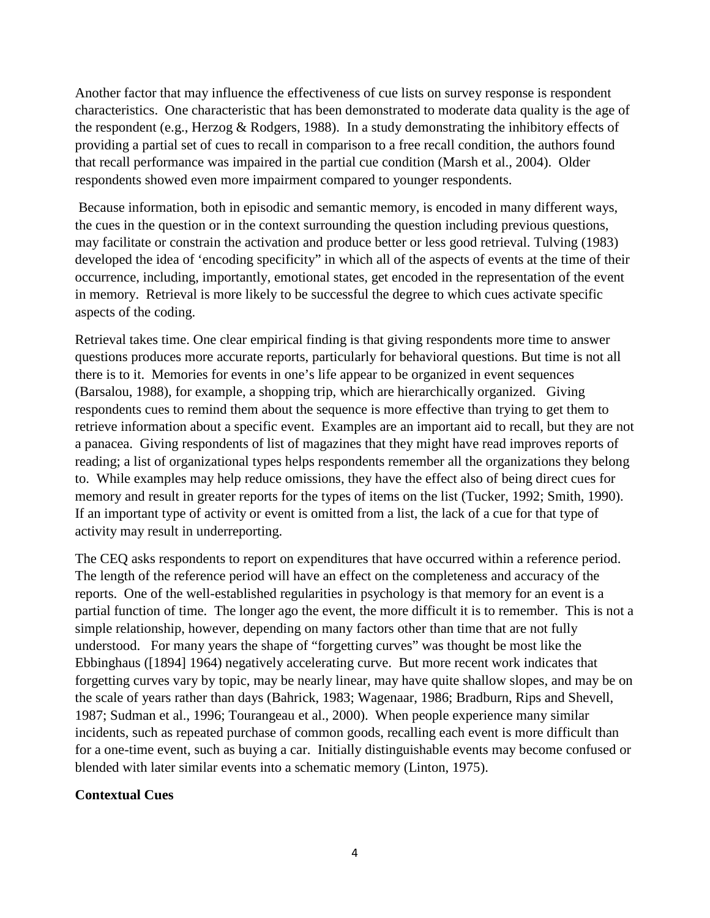Another factor that may influence the effectiveness of cue lists on survey response is respondent characteristics. One characteristic that has been demonstrated to moderate data quality is the age of the respondent (e.g., Herzog & Rodgers, 1988). In a study demonstrating the inhibitory effects of providing a partial set of cues to recall in comparison to a free recall condition, the authors found that recall performance was impaired in the partial cue condition (Marsh et al., 2004). Older respondents showed even more impairment compared to younger respondents.

Because information, both in episodic and semantic memory, is encoded in many different ways, the cues in the question or in the context surrounding the question including previous questions, may facilitate or constrain the activation and produce better or less good retrieval. Tulving (1983) developed the idea of 'encoding specificity" in which all of the aspects of events at the time of their occurrence, including, importantly, emotional states, get encoded in the representation of the event in memory. Retrieval is more likely to be successful the degree to which cues activate specific aspects of the coding.

Retrieval takes time. One clear empirical finding is that giving respondents more time to answer questions produces more accurate reports, particularly for behavioral questions. But time is not all there is to it. Memories for events in one's life appear to be organized in event sequences (Barsalou, 1988), for example, a shopping trip, which are hierarchically organized. Giving respondents cues to remind them about the sequence is more effective than trying to get them to retrieve information about a specific event. Examples are an important aid to recall, but they are not a panacea. Giving respondents of list of magazines that they might have read improves reports of reading; a list of organizational types helps respondents remember all the organizations they belong to. While examples may help reduce omissions, they have the effect also of being direct cues for memory and result in greater reports for the types of items on the list (Tucker, 1992; Smith, 1990). If an important type of activity or event is omitted from a list, the lack of a cue for that type of activity may result in underreporting.

The CEQ asks respondents to report on expenditures that have occurred within a reference period. The length of the reference period will have an effect on the completeness and accuracy of the reports. One of the well-established regularities in psychology is that memory for an event is a partial function of time. The longer ago the event, the more difficult it is to remember. This is not a simple relationship, however, depending on many factors other than time that are not fully understood. For many years the shape of "forgetting curves" was thought be most like the Ebbinghaus ([1894] 1964) negatively accelerating curve. But more recent work indicates that forgetting curves vary by topic, may be nearly linear, may have quite shallow slopes, and may be on the scale of years rather than days (Bahrick, 1983; Wagenaar, 1986; Bradburn, Rips and Shevell, 1987; Sudman et al., 1996; Tourangeau et al., 2000). When people experience many similar incidents, such as repeated purchase of common goods, recalling each event is more difficult than for a one-time event, such as buying a car. Initially distinguishable events may become confused or blended with later similar events into a schematic memory (Linton, 1975).

**Contextual Cues**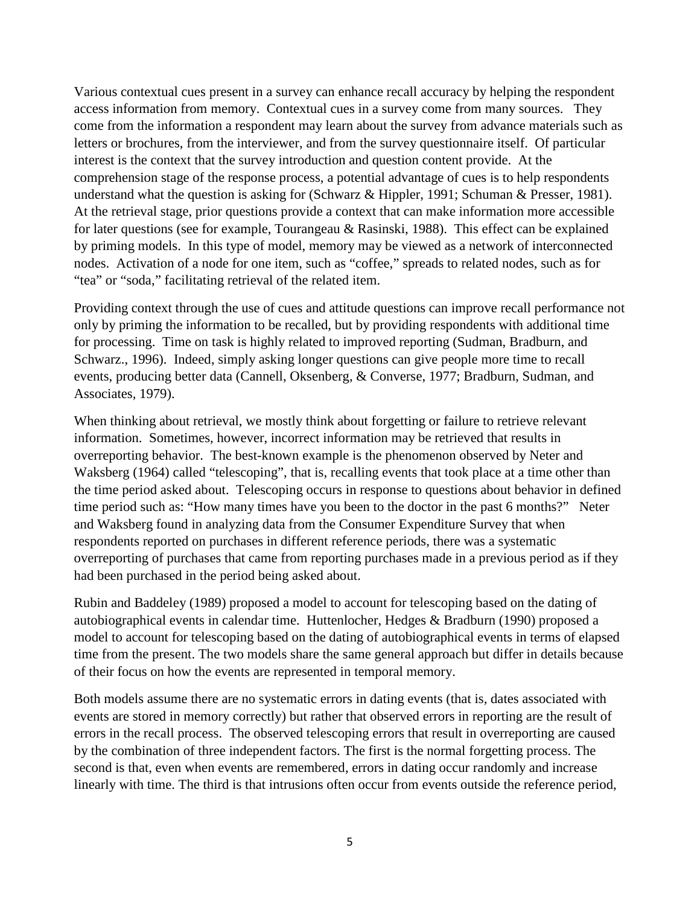Various contextual cues present in a survey can enhance recall accuracy by helping the respondent access information from memory. Contextual cues in a survey come from many sources. They come from the information a respondent may learn about the survey from advance materials such as letters or brochures, from the interviewer, and from the survey questionnaire itself. Of particular interest is the context that the survey introduction and question content provide. At the comprehension stage of the response process, a potential advantage of cues is to help respondents understand what the question is asking for (Schwarz & Hippler, 1991; Schuman & Presser, 1981). At the retrieval stage, prior questions provide a context that can make information more accessible for later questions (see for example, Tourangeau & Rasinski, 1988). This effect can be explained by priming models. In this type of model, memory may be viewed as a network of interconnected nodes. Activation of a node for one item, such as "coffee," spreads to related nodes, such as for "tea" or "soda," facilitating retrieval of the related item.

Providing context through the use of cues and attitude questions can improve recall performance not only by priming the information to be recalled, but by providing respondents with additional time for processing. Time on task is highly related to improved reporting (Sudman, Bradburn, and Schwarz., 1996). Indeed, simply asking longer questions can give people more time to recall events, producing better data (Cannell, Oksenberg, & Converse, 1977; Bradburn, Sudman, and Associates, 1979).

When thinking about retrieval, we mostly think about forgetting or failure to retrieve relevant information. Sometimes, however, incorrect information may be retrieved that results in overreporting behavior. The best-known example is the phenomenon observed by Neter and Waksberg (1964) called "telescoping", that is, recalling events that took place at a time other than the time period asked about. Telescoping occurs in response to questions about behavior in defined time period such as: "How many times have you been to the doctor in the past 6 months?" Neter and Waksberg found in analyzing data from the Consumer Expenditure Survey that when respondents reported on purchases in different reference periods, there was a systematic overreporting of purchases that came from reporting purchases made in a previous period as if they had been purchased in the period being asked about.

Rubin and Baddeley (1989) proposed a model to account for telescoping based on the dating of autobiographical events in calendar time. Huttenlocher, Hedges & Bradburn (1990) proposed a model to account for telescoping based on the dating of autobiographical events in terms of elapsed time from the present. The two models share the same general approach but differ in details because of their focus on how the events are represented in temporal memory.

Both models assume there are no systematic errors in dating events (that is, dates associated with events are stored in memory correctly) but rather that observed errors in reporting are the result of errors in the recall process. The observed telescoping errors that result in overreporting are caused by the combination of three independent factors. The first is the normal forgetting process. The second is that, even when events are remembered, errors in dating occur randomly and increase linearly with time. The third is that intrusions often occur from events outside the reference period,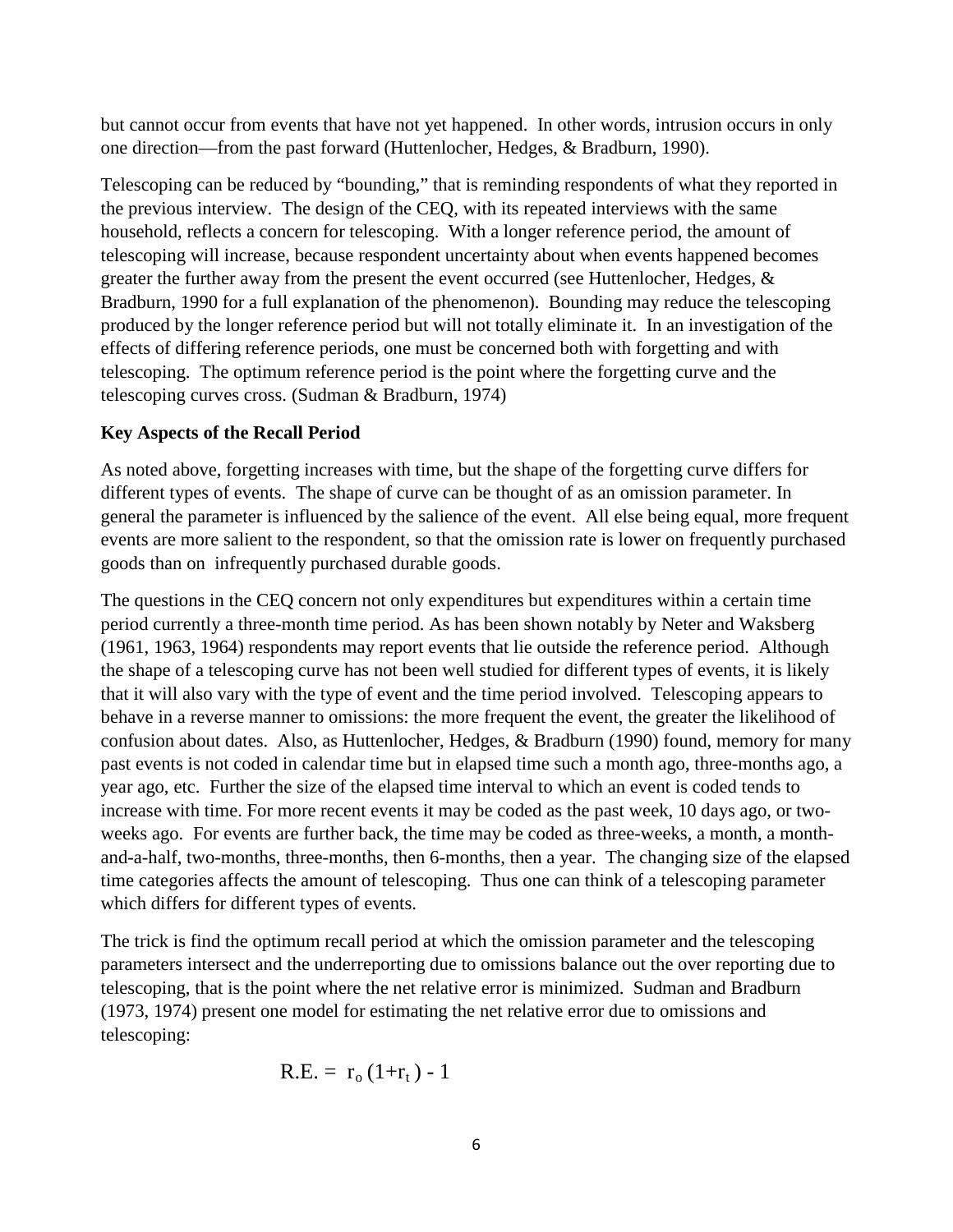but cannot occur from events that have not yet happened. In other words, intrusion occurs in only one direction—from the past forward (Huttenlocher, Hedges, & Bradburn, 1990).

Telescoping can be reduced by "bounding," that is reminding respondents of what they reported in the previous interview. The design of the CEQ, with its repeated interviews with the same household, reflects a concern for telescoping. With a longer reference period, the amount of telescoping will increase, because respondent uncertainty about when events happened becomes greater the further away from the present the event occurred (see Huttenlocher, Hedges, & Bradburn, 1990 for a full explanation of the phenomenon). Bounding may reduce the telescoping produced by the longer reference period but will not totally eliminate it. In an investigation of the effects of differing reference periods, one must be concerned both with forgetting and with telescoping. The optimum reference period is the point where the forgetting curve and the telescoping curves cross. (Sudman & Bradburn, 1974)

**Key Aspects of the Recall Period**

As noted above, forgetting increases with time, but the shape of the forgetting curve differs for different types of events. The shape of curve can be thought of as an omission parameter. In general the parameter is influenced by the salience of the event. All else being equal, more frequent events are more salient to the respondent, so that the omission rate is lower on frequently purchased goods than on infrequently purchased durable goods.

The questions in the CEQ concern not only expenditures but expenditures within a certain time period currently a three-month time period. As has been shown notably by Neter and Waksberg (1961, 1963, 1964) respondents may report events that lie outside the reference period. Although the shape of a telescoping curve has not been well studied for different types of events, it is likely that it will also vary with the type of event and the time period involved. Telescoping appears to behave in a reverse manner to omissions: the more frequent the event, the greater the likelihood of confusion about dates. Also, as Huttenlocher, Hedges, & Bradburn (1990) found, memory for many past events is not coded in calendar time but in elapsed time such a month ago, three-months ago, a year ago, etc. Further the size of the elapsed time interval to which an event is coded tends to increase with time. For more recent events it may be coded as the past week, 10 days ago, or two-weeks ago. For events are further back, the time may be coded as three-weeks, a month, a month-and-a-half, two-months, three-months, then 6-months, then a year. The changing size of the elapsed time categories affects the amount of telescoping. Thus one can think of a telescoping parameter which differs for different types of events.

The trick is find the optimum recall period at which the omission parameter and the telescoping parameters intersect and the underreporting due to omissions balance out the over reporting due to telescoping, that is the point where the net relative error is minimized. Sudman and Bradburn (1973, 1974) present one model for estimating the net relative error due to omissions and telescoping:

$$\text{R.E.} = r_o (1+r_t) - 1$$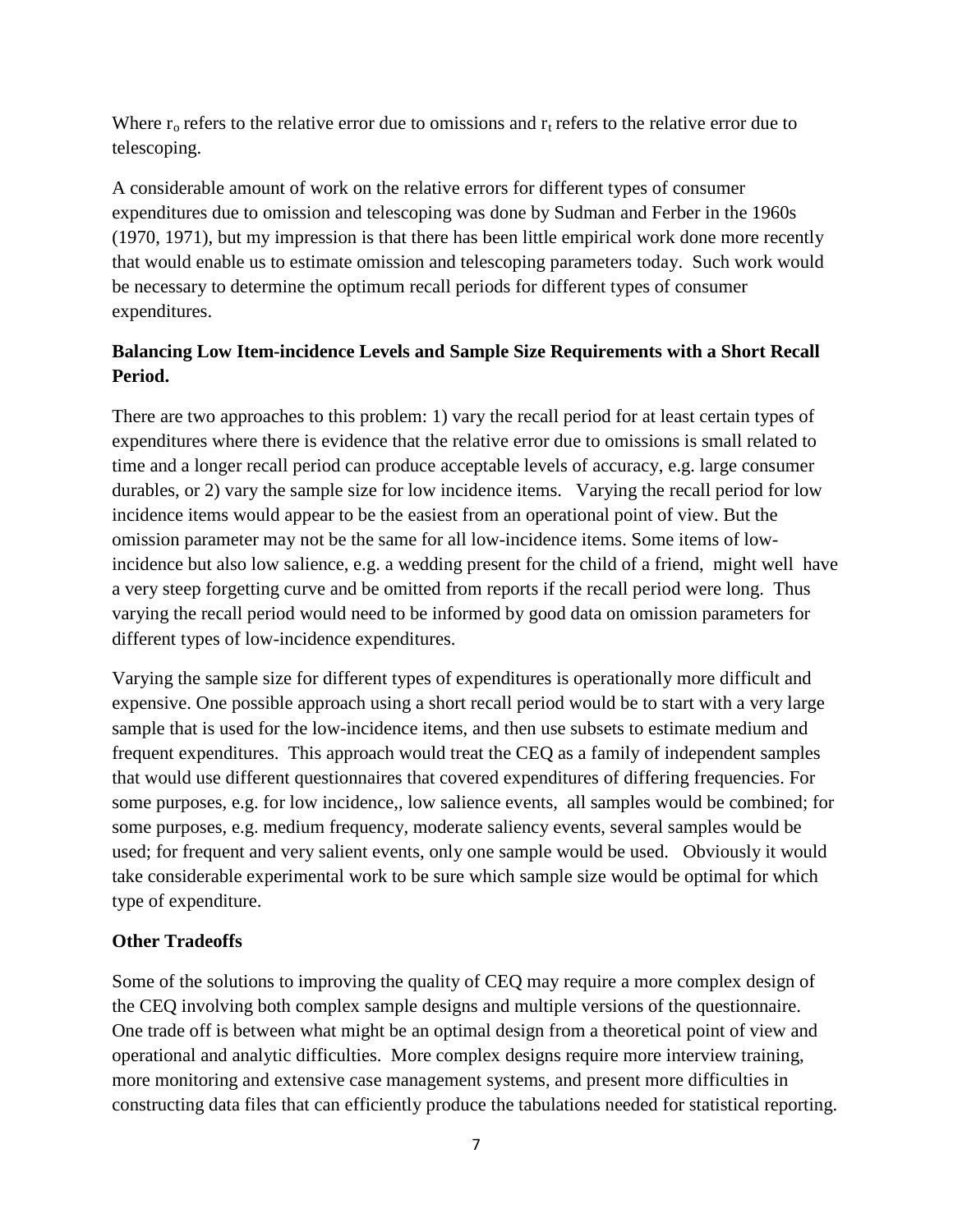Where $r_o$ refers to the relative error due to omissions and $r_t$ refers to the relative error due to telescoping.

A considerable amount of work on the relative errors for different types of consumer expenditures due to omission and telescoping was done by Sudman and Ferber in the 1960s (1970, 1971), but my impression is that there has been little empirical work done more recently that would enable us to estimate omission and telescoping parameters today. Such work would be necessary to determine the optimum recall periods for different types of consumer expenditures.

**Balancing Low Item-incidence Levels and Sample Size Requirements with a Short Recall Period.**

There are two approaches to this problem: 1) vary the recall period for at least certain types of expenditures where there is evidence that the relative error due to omissions is small related to time and a longer recall period can produce acceptable levels of accuracy, e.g. large consumer durables, or 2) vary the sample size for low incidence items. Varying the recall period for low incidence items would appear to be the easiest from an operational point of view. But the omission parameter may not be the same for all low-incidence items. Some items of low-incidence but also low salience, e.g. a wedding present for the child of a friend, might well have a very steep forgetting curve and be omitted from reports if the recall period were long. Thus varying the recall period would need to be informed by good data on omission parameters for different types of low-incidence expenditures.

Varying the sample size for different types of expenditures is operationally more difficult and expensive. One possible approach using a short recall period would be to start with a very large sample that is used for the low-incidence items, and then use subsets to estimate medium and frequent expenditures. This approach would treat the CEQ as a family of independent samples that would use different questionnaires that covered expenditures of differing frequencies. For some purposes, e.g. for low incidence,, low salience events, all samples would be combined; for some purposes, e.g. medium frequency, moderate saliency events, several samples would be used; for frequent and very salient events, only one sample would be used. Obviously it would take considerable experimental work to be sure which sample size would be optimal for which type of expenditure.

**Other Tradeoffs**

Some of the solutions to improving the quality of CEQ may require a more complex design of the CEQ involving both complex sample designs and multiple versions of the questionnaire. One trade off is between what might be an optimal design from a theoretical point of view and operational and analytic difficulties. More complex designs require more interview training, more monitoring and extensive case management systems, and present more difficulties in constructing data files that can efficiently produce the tabulations needed for statistical reporting.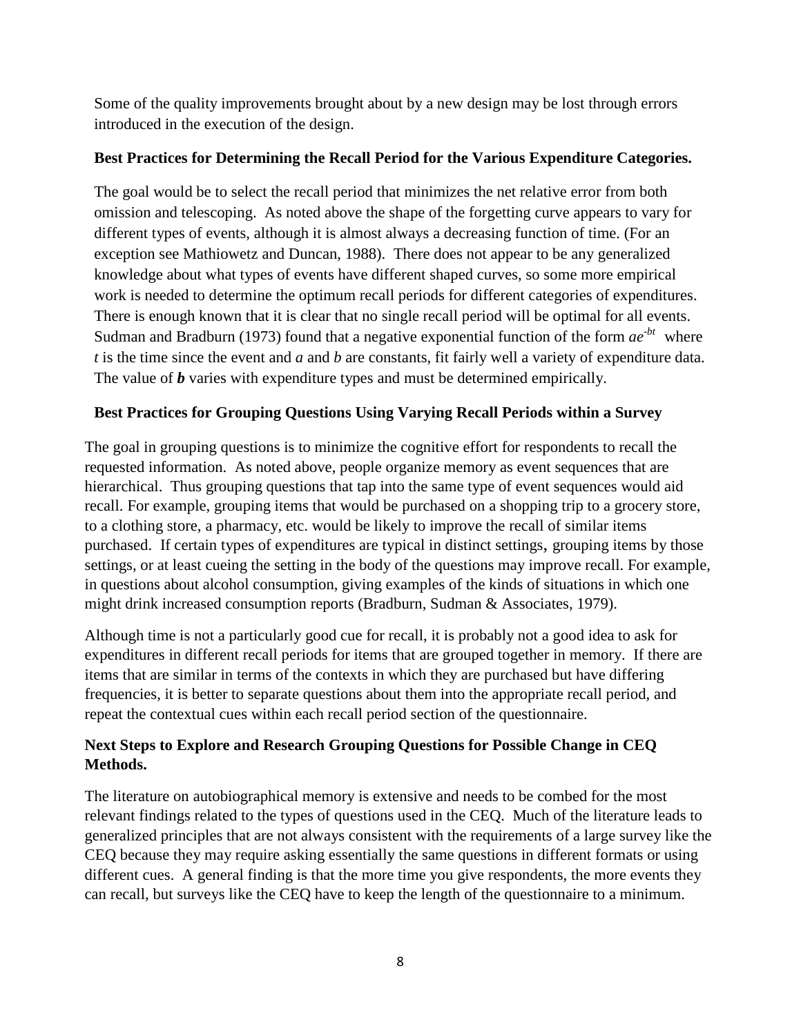Some of the quality improvements brought about by a new design may be lost through errors introduced in the execution of the design.

**Best Practices for Determining the Recall Period for the Various Expenditure Categories.**

The goal would be to select the recall period that minimizes the net relative error from both omission and telescoping. As noted above the shape of the forgetting curve appears to vary for different types of events, although it is almost always a decreasing function of time. (For an exception see Mathiowetz and Duncan, 1988). There does not appear to be any generalized knowledge about what types of events have different shaped curves, so some more empirical work is needed to determine the optimum recall periods for different categories of expenditures. There is enough known that it is clear that no single recall period will be optimal for all events. Sudman and Bradburn (1973) found that a negative exponential function of the form $ae^{-bt}$ where $t$ is the time since the event and $a$ and $b$ are constants, fit fairly well a variety of expenditure data. The value of $\boldsymbol{b}$ varies with expenditure types and must be determined empirically.

**Best Practices for Grouping Questions Using Varying Recall Periods within a Survey**

The goal in grouping questions is to minimize the cognitive effort for respondents to recall the requested information. As noted above, people organize memory as event sequences that are hierarchical. Thus grouping questions that tap into the same type of event sequences would aid recall. For example, grouping items that would be purchased on a shopping trip to a grocery store, to a clothing store, a pharmacy, etc. would be likely to improve the recall of similar items purchased. If certain types of expenditures are typical in distinct settings, grouping items by those settings, or at least cueing the setting in the body of the questions may improve recall. For example, in questions about alcohol consumption, giving examples of the kinds of situations in which one might drink increased consumption reports (Bradburn, Sudman & Associates, 1979).

Although time is not a particularly good cue for recall, it is probably not a good idea to ask for expenditures in different recall periods for items that are grouped together in memory. If there are items that are similar in terms of the contexts in which they are purchased but have differing frequencies, it is better to separate questions about them into the appropriate recall period, and repeat the contextual cues within each recall period section of the questionnaire.

**Next Steps to Explore and Research Grouping Questions for Possible Change in CEQ Methods.**

The literature on autobiographical memory is extensive and needs to be combed for the most relevant findings related to the types of questions used in the CEQ. Much of the literature leads to generalized principles that are not always consistent with the requirements of a large survey like the CEQ because they may require asking essentially the same questions in different formats or using different cues. A general finding is that the more time you give respondents, the more events they can recall, but surveys like the CEQ have to keep the length of the questionnaire to a minimum.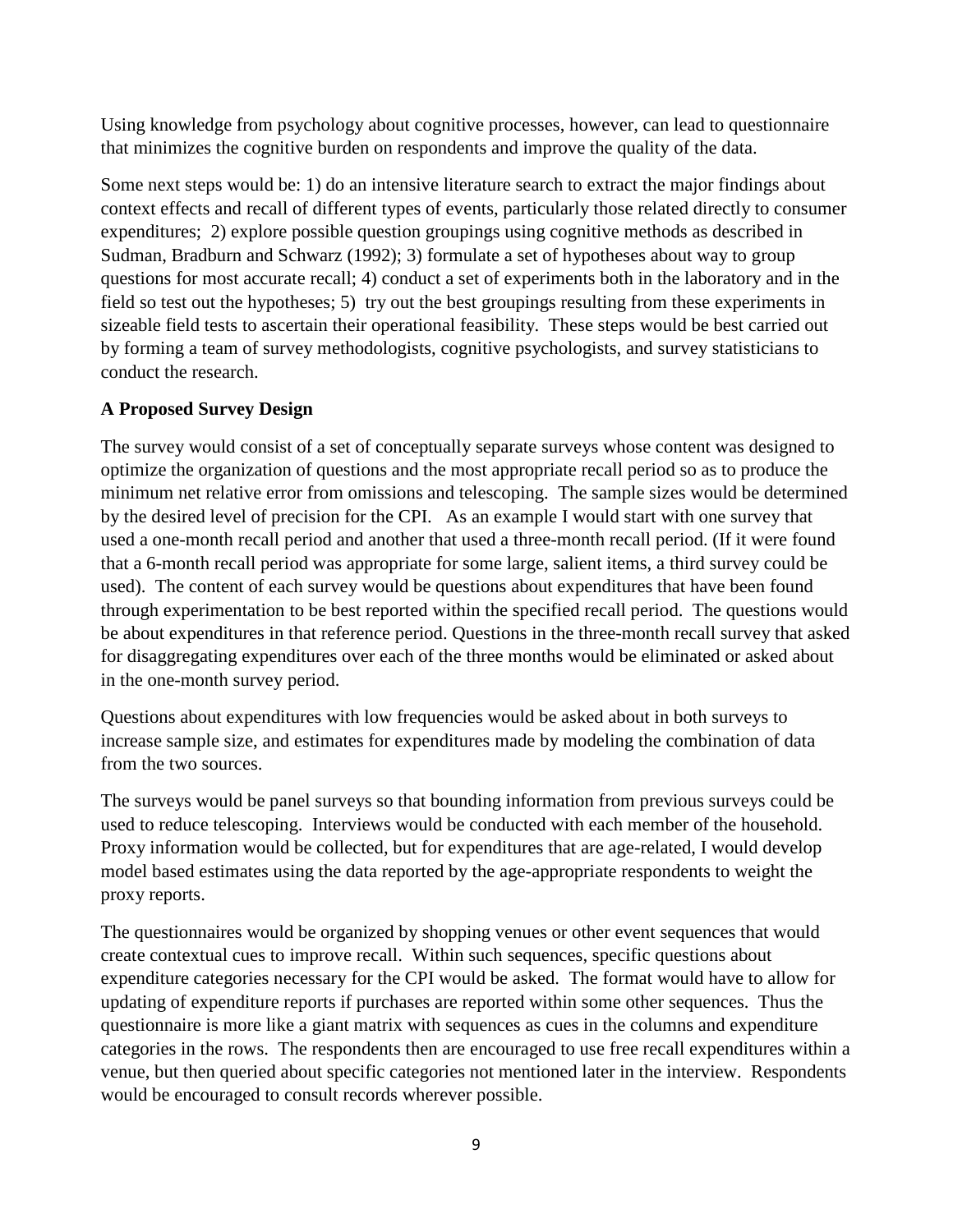Using knowledge from psychology about cognitive processes, however, can lead to questionnaire that minimizes the cognitive burden on respondents and improve the quality of the data.

Some next steps would be: 1) do an intensive literature search to extract the major findings about context effects and recall of different types of events, particularly those related directly to consumer expenditures; 2) explore possible question groupings using cognitive methods as described in Sudman, Bradburn and Schwarz (1992); 3) formulate a set of hypotheses about way to group questions for most accurate recall; 4) conduct a set of experiments both in the laboratory and in the field so test out the hypotheses; 5) try out the best groupings resulting from these experiments in sizeable field tests to ascertain their operational feasibility. These steps would be best carried out by forming a team of survey methodologists, cognitive psychologists, and survey statisticians to conduct the research.

**A Proposed Survey Design**

The survey would consist of a set of conceptually separate surveys whose content was designed to optimize the organization of questions and the most appropriate recall period so as to produce the minimum net relative error from omissions and telescoping. The sample sizes would be determined by the desired level of precision for the CPI. As an example I would start with one survey that used a one-month recall period and another that used a three-month recall period. (If it were found that a 6-month recall period was appropriate for some large, salient items, a third survey could be used). The content of each survey would be questions about expenditures that have been found through experimentation to be best reported within the specified recall period. The questions would be about expenditures in that reference period. Questions in the three-month recall survey that asked for disaggregating expenditures over each of the three months would be eliminated or asked about in the one-month survey period.

Questions about expenditures with low frequencies would be asked about in both surveys to increase sample size, and estimates for expenditures made by modeling the combination of data from the two sources.

The surveys would be panel surveys so that bounding information from previous surveys could be used to reduce telescoping. Interviews would be conducted with each member of the household. Proxy information would be collected, but for expenditures that are age-related, I would develop model based estimates using the data reported by the age-appropriate respondents to weight the proxy reports.

The questionnaires would be organized by shopping venues or other event sequences that would create contextual cues to improve recall. Within such sequences, specific questions about expenditure categories necessary for the CPI would be asked. The format would have to allow for updating of expenditure reports if purchases are reported within some other sequences. Thus the questionnaire is more like a giant matrix with sequences as cues in the columns and expenditure categories in the rows. The respondents then are encouraged to use free recall expenditures within a venue, but then queried about specific categories not mentioned later in the interview. Respondents would be encouraged to consult records wherever possible.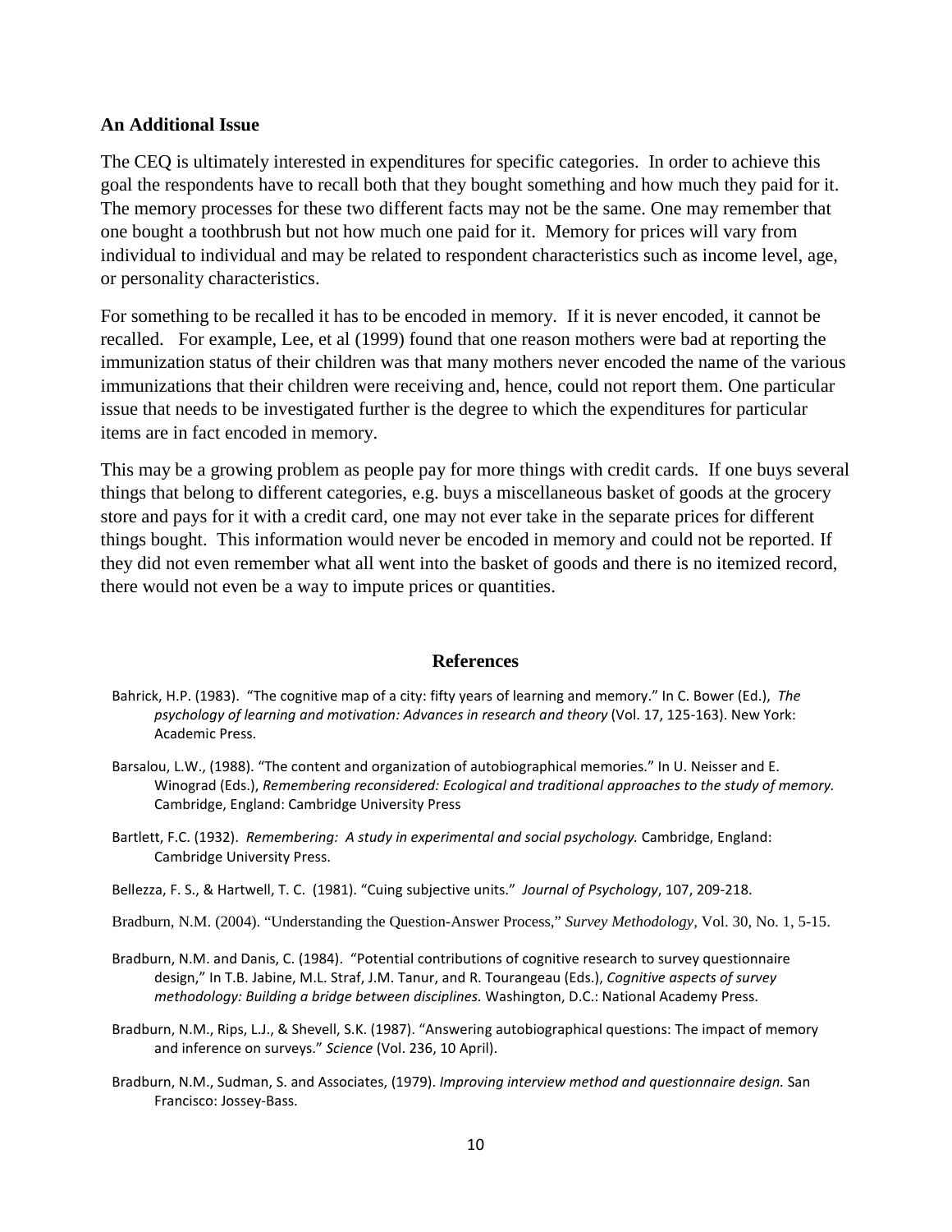### An Additional Issue

The CEQ is ultimately interested in expenditures for specific categories. In order to achieve this goal the respondents have to recall both that they bought something and how much they paid for it. The memory processes for these two different facts may not be the same. One may remember that one bought a toothbrush but not how much one paid for it. Memory for prices will vary from individual to individual and may be related to respondent characteristics such as income level, age, or personality characteristics.

For something to be recalled it has to be encoded in memory. If it is never encoded, it cannot be recalled. For example, Lee, et al (1999) found that one reason mothers were bad at reporting the immunization status of their children was that many mothers never encoded the name of the various immunizations that their children were receiving and, hence, could not report them. One particular issue that needs to be investigated further is the degree to which the expenditures for particular items are in fact encoded in memory.

This may be a growing problem as people pay for more things with credit cards. If one buys several things that belong to different categories, e.g. buys a miscellaneous basket of goods at the grocery store and pays for it with a credit card, one may not ever take in the separate prices for different things bought. This information would never be encoded in memory and could not be reported. If they did not even remember what all went into the basket of goods and there is no itemized record, there would not even be a way to impute prices or quantities.

## References

Bahrick, H.P. (1983). "The cognitive map of a city: fifty years of learning and memory." In C. Bower (Ed.), *The psychology of learning and motivation: Advances in research and theory* (Vol. 17, 125-163). New York: Academic Press.

Barsalou, L.W., (1988). "The content and organization of autobiographical memories." In U. Neisser and E. Winograd (Eds.), *Remembering reconsidered: Ecological and traditional approaches to the study of memory.* Cambridge, England: Cambridge University Press

Bartlett, F.C. (1932). *Remembering: A study in experimental and social psychology.* Cambridge, England: Cambridge University Press.

Bellezza, F. S., & Hartwell, T. C. (1981). "Cuing subjective units." *Journal of Psychology*, 107, 209-218.

Bradburn, N.M. (2004). "Understanding the Question-Answer Process," *Survey Methodology*, Vol. 30, No. 1, 5-15.

Bradburn, N.M. and Danis, C. (1984). "Potential contributions of cognitive research to survey questionnaire design," In T.B. Jabine, M.L. Straf, J.M. Tanur, and R. Tourangeau (Eds.), *Cognitive aspects of survey methodology: Building a bridge between disciplines.* Washington, D.C.: National Academy Press.

Bradburn, N.M., Rips, L.J., & Shevell, S.K. (1987). "Answering autobiographical questions: The impact of memory and inference on surveys." *Science* (Vol. 236, 10 April).

Bradburn, N.M., Sudman, S. and Associates, (1979). *Improving interview method and questionnaire design.* San Francisco: Jossey-Bass.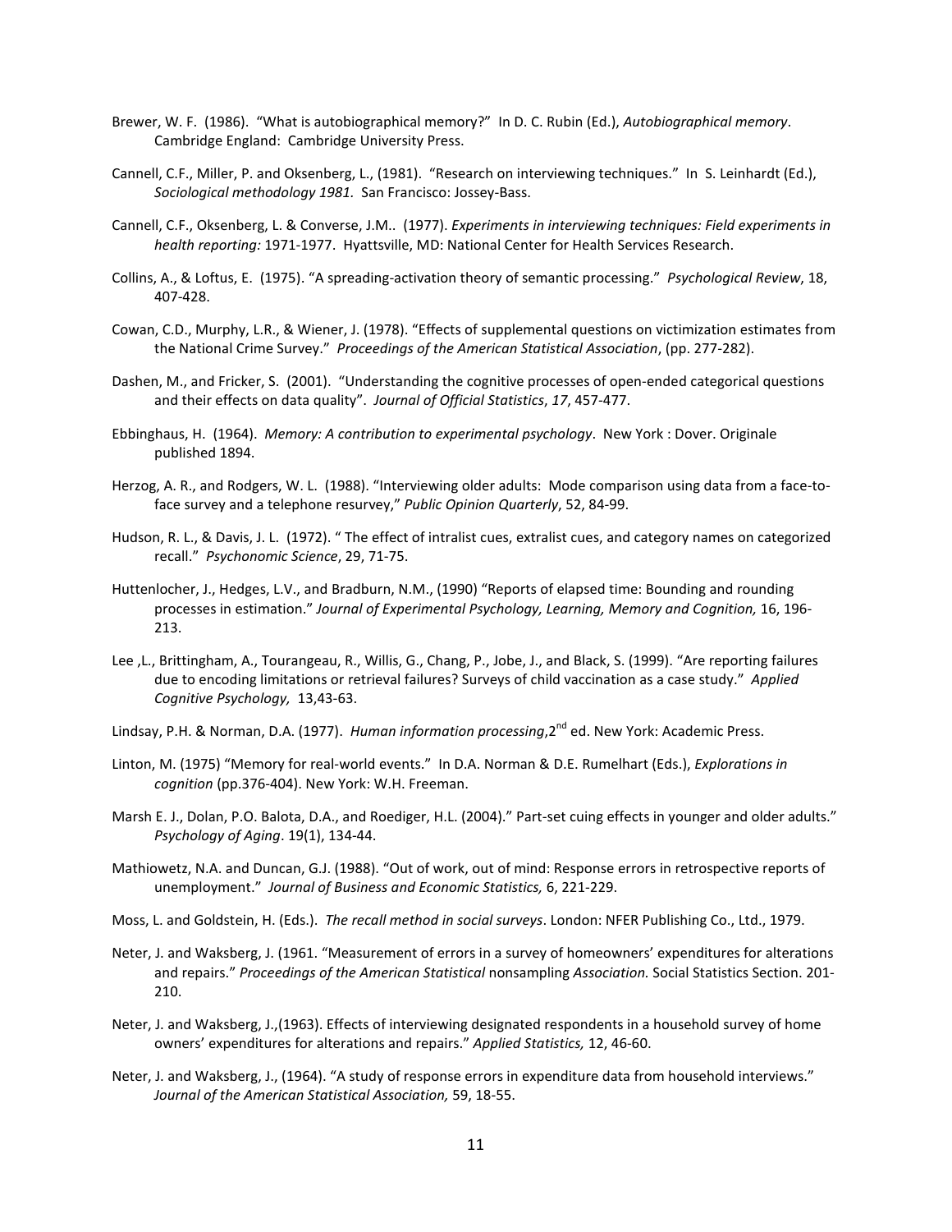Brewer, W. F. (1986). "What is autobiographical memory?" In D. C. Rubin (Ed.), *Autobiographical memory*. Cambridge England: Cambridge University Press.

Cannell, C.F., Miller, P. and Oksenberg, L., (1981). "Research on interviewing techniques." In S. Leinhardt (Ed.), *Sociological methodology 1981.* San Francisco: Jossey-Bass.

Cannell, C.F., Oksenberg, L. & Converse, J.M.. (1977). *Experiments in interviewing techniques: Field experiments in health reporting:* 1971-1977. Hyattsville, MD: National Center for Health Services Research.

Collins, A., & Loftus, E. (1975). "A spreading-activation theory of semantic processing." *Psychological Review*, 18, 407-428.

Cowan, C.D., Murphy, L.R., & Wiener, J. (1978). "Effects of supplemental questions on victimization estimates from the National Crime Survey." *Proceedings of the American Statistical Association*, (pp. 277-282).

Dashen, M., and Fricker, S. (2001). "Understanding the cognitive processes of open-ended categorical questions and their effects on data quality". *Journal of Official Statistics*, *17*, 457-477.

Ebbinghaus, H. (1964). *Memory: A contribution to experimental psychology*. New York : Dover. Originale published 1894.

Herzog, A. R., and Rodgers, W. L. (1988). "Interviewing older adults: Mode comparison using data from a face-to-face survey and a telephone resurvey," *Public Opinion Quarterly*, 52, 84-99.

Hudson, R. L., & Davis, J. L. (1972). " The effect of intralist cues, extralist cues, and category names on categorized recall." *Psychonomic Science*, 29, 71-75.

Huttenlocher, J., Hedges, L.V., and Bradburn, N.M., (1990) "Reports of elapsed time: Bounding and rounding processes in estimation." *Journal of Experimental Psychology, Learning, Memory and Cognition,* 16, 196-213.

Lee ,L., Brittingham, A., Tourangeau, R., Willis, G., Chang, P., Jobe, J., and Black, S. (1999). "Are reporting failures due to encoding limitations or retrieval failures? Surveys of child vaccination as a case study." *Applied Cognitive Psychology,* 13,43-63.

Lindsay, P.H. & Norman, D.A. (1977). *Human information processing*,2nd ed. New York: Academic Press.

Linton, M. (1975) "Memory for real-world events." In D.A. Norman & D.E. Rumelhart (Eds.), *Explorations in cognition* (pp.376-404). New York: W.H. Freeman.

Marsh E. J., Dolan, P.O. Balota, D.A., and Roediger, H.L. (2004)." Part-set cuing effects in younger and older adults." *Psychology of Aging*. 19(1), 134-44.

Mathiowetz, N.A. and Duncan, G.J. (1988). "Out of work, out of mind: Response errors in retrospective reports of unemployment." *Journal of Business and Economic Statistics,* 6, 221-229.

Moss, L. and Goldstein, H. (Eds.). *The recall method in social surveys*. London: NFER Publishing Co., Ltd., 1979.

Neter, J. and Waksberg, J. (1961. "Measurement of errors in a survey of homeowners' expenditures for alterations and repairs." *Proceedings of the American Statistical* nonsampling *Association.* Social Statistics Section. 201-210.

Neter, J. and Waksberg, J.,(1963). Effects of interviewing designated respondents in a household survey of home owners' expenditures for alterations and repairs." *Applied Statistics,* 12, 46-60.

Neter, J. and Waksberg, J., (1964). "A study of response errors in expenditure data from household interviews." *Journal of the American Statistical Association,* 59, 18-55.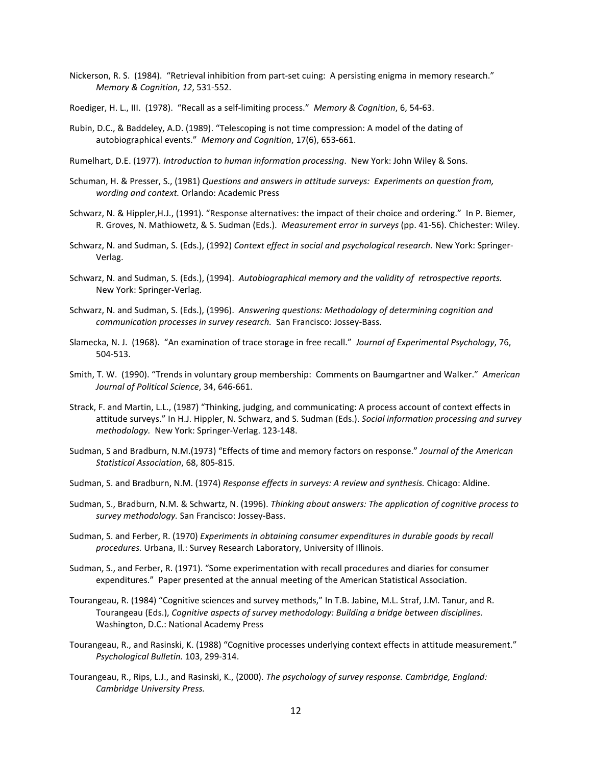Nickerson, R. S. (1984). "Retrieval inhibition from part-set cuing: A persisting enigma in memory research." *Memory & Cognition*, *12*, 531-552.

Roediger, H. L., III. (1978). "Recall as a self-limiting process." *Memory & Cognition*, 6, 54-63.

Rubin, D.C., & Baddeley, A.D. (1989). "Telescoping is not time compression: A model of the dating of autobiographical events." *Memory and Cognition*, 17(6), 653-661.

Rumelhart, D.E. (1977). *Introduction to human information processing*. New York: John Wiley & Sons.

Schuman, H. & Presser, S., (1981) *Questions and answers in attitude surveys: Experiments on question from, wording and context.* Orlando: Academic Press

Schwarz, N. & Hippler,H.J., (1991). "Response alternatives: the impact of their choice and ordering." In P. Biemer, R. Groves, N. Mathiowetz, & S. Sudman (Eds.). *Measurement error in surveys* (pp. 41-56). Chichester: Wiley.

Schwarz, N. and Sudman, S. (Eds.), (1992) *Context effect in social and psychological research.* New York: Springer-Verlag.

Schwarz, N. and Sudman, S. (Eds.), (1994). *Autobiographical memory and the validity of retrospective reports.* New York: Springer-Verlag.

Schwarz, N. and Sudman, S. (Eds.), (1996). *Answering questions: Methodology of determining cognition and communication processes in survey research.* San Francisco: Jossey-Bass.

Slamecka, N. J. (1968). "An examination of trace storage in free recall." *Journal of Experimental Psychology*, 76, 504-513.

Smith, T. W. (1990). "Trends in voluntary group membership: Comments on Baumgartner and Walker." *American Journal of Political Science*, 34, 646-661.

Strack, F. and Martin, L.L., (1987) "Thinking, judging, and communicating: A process account of context effects in attitude surveys." In H.J. Hippler, N. Schwarz, and S. Sudman (Eds.). *Social information processing and survey methodology.* New York: Springer-Verlag. 123-148.

Sudman, S and Bradburn, N.M.(1973) "Effects of time and memory factors on response." *Journal of the American Statistical Association*, 68, 805-815.

Sudman, S. and Bradburn, N.M. (1974) *Response effects in surveys: A review and synthesis.* Chicago: Aldine.

Sudman, S., Bradburn, N.M. & Schwartz, N. (1996). *Thinking about answers: The application of cognitive process to survey methodology.* San Francisco: Jossey-Bass.

Sudman, S. and Ferber, R. (1970) *Experiments in obtaining consumer expenditures in durable goods by recall procedures.* Urbana, Il.: Survey Research Laboratory, University of Illinois.

Sudman, S., and Ferber, R. (1971). "Some experimentation with recall procedures and diaries for consumer expenditures." Paper presented at the annual meeting of the American Statistical Association.

Tourangeau, R. (1984) "Cognitive sciences and survey methods," In T.B. Jabine, M.L. Straf, J.M. Tanur, and R. Tourangeau (Eds.), *Cognitive aspects of survey methodology: Building a bridge between disciplines.* Washington, D.C.: National Academy Press

Tourangeau, R., and Rasinski, K. (1988) "Cognitive processes underlying context effects in attitude measurement." *Psychological Bulletin.* 103, 299-314.

Tourangeau, R., Rips, L.J., and Rasinski, K., (2000). *The psychology of survey response. Cambridge, England: Cambridge University Press.*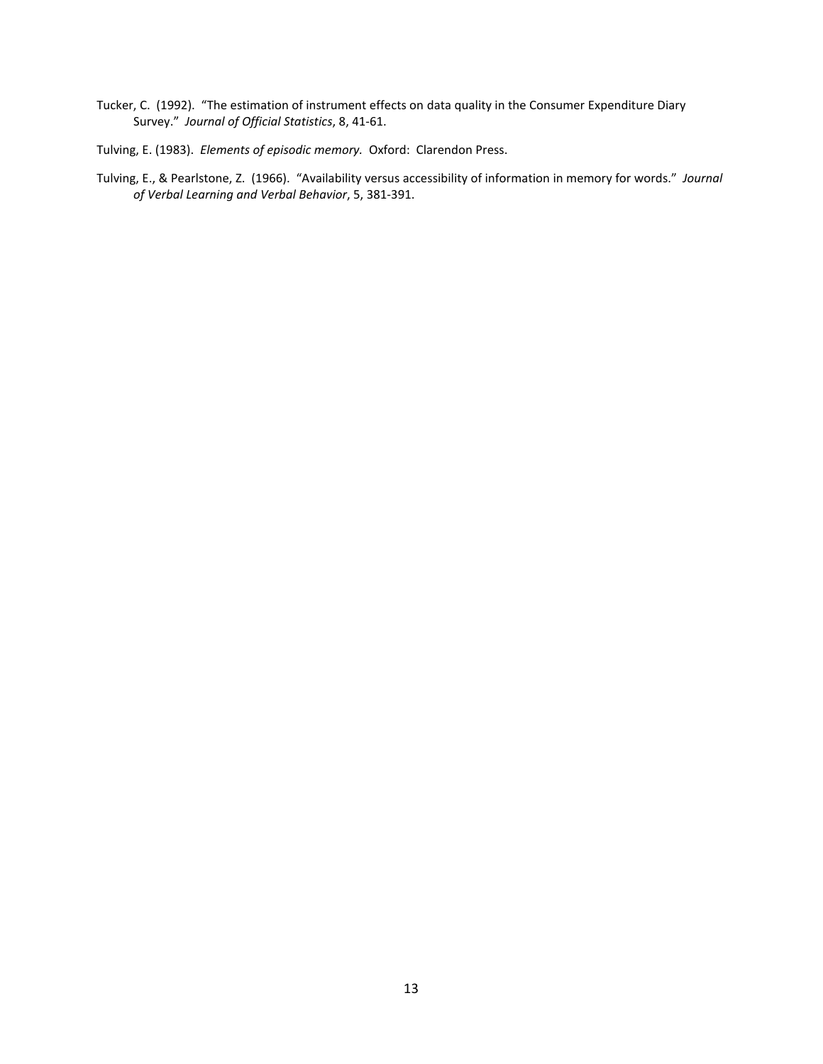Tucker, C. (1992). "The estimation of instrument effects on data quality in the Consumer Expenditure Diary Survey." *Journal of Official Statistics*, 8, 41-61.

Tulving, E. (1983). *Elements of episodic memory.* Oxford: Clarendon Press.

Tulving, E., & Pearlstone, Z. (1966). "Availability versus accessibility of information in memory for words." *Journal of Verbal Learning and Verbal Behavior*, 5, 381-391.